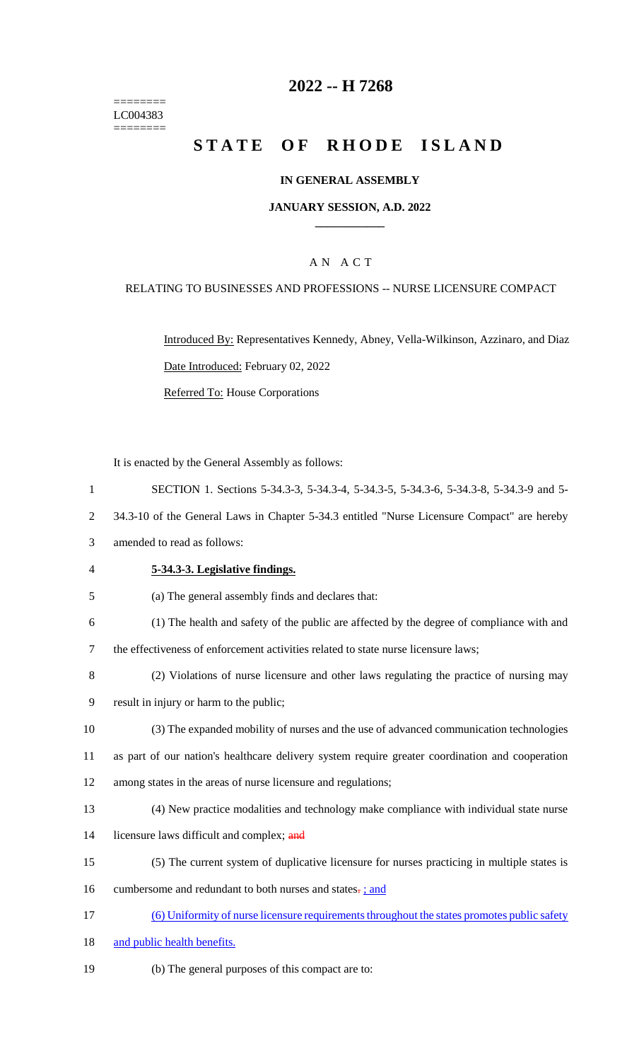========
LC004383
========

# 2022 -- H 7268

# STATE OF RHODE ISLAND

**IN GENERAL ASSEMBLY**

**JANUARY SESSION, A.D. 2022**

____________

A N A C T

RELATING TO BUSINESSES AND PROFESSIONS -- NURSE LICENSURE COMPACT

Introduced By: Representatives Kennedy, Abney, Vella-Wilkinson, Azzinaro, and Diaz

Date Introduced: February 02, 2022

Referred To: House Corporations

It is enacted by the General Assembly as follows:

1 SECTION 1. Sections 5-34.3-3, 5-34.3-4, 5-34.3-5, 5-34.3-6, 5-34.3-8, 5-34.3-9 and 5-
2 34.3-10 of the General Laws in Chapter 5-34.3 entitled "Nurse Licensure Compact" are hereby
3 amended to read as follows:

4 **5-34.3-3. Legislative findings.**

5 (a) The general assembly finds and declares that:

6 (1) The health and safety of the public are affected by the degree of compliance with and
7 the effectiveness of enforcement activities related to state nurse licensure laws;

8 (2) Violations of nurse licensure and other laws regulating the practice of nursing may
9 result in injury or harm to the public;

10 (3) The expanded mobility of nurses and the use of advanced communication technologies
11 as part of our nation's healthcare delivery system require greater coordination and cooperation
12 among states in the areas of nurse licensure and regulations;

13 (4) New practice modalities and technology make compliance with individual state nurse
14 licensure laws difficult and complex; ~~and~~

15 (5) The current system of duplicative licensure for nurses practicing in multiple states is
16 cumbersome and redundant to both nurses and states~~.~~ ; and

17 (6) Uniformity of nurse licensure requirements throughout the states promotes public safety
18 and public health benefits.

19 (b) The general purposes of this compact are to: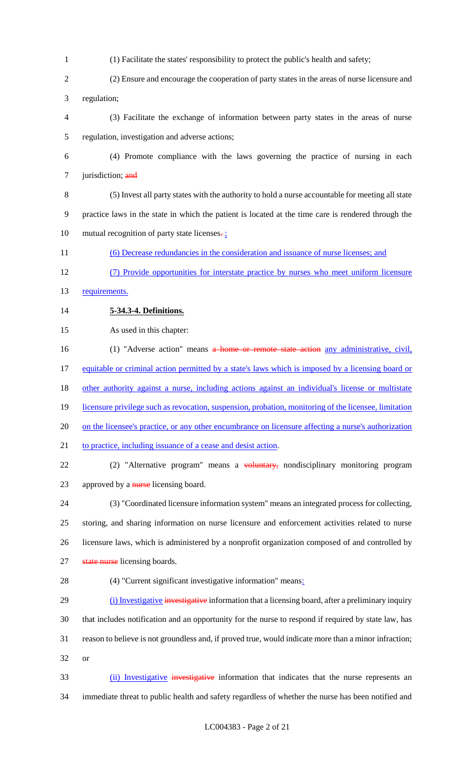(1) Facilitate the states' responsibility to protect the public's health and safety;

(2) Ensure and encourage the cooperation of party states in the areas of nurse licensure and regulation;

(3) Facilitate the exchange of information between party states in the areas of nurse regulation, investigation and adverse actions;

(4) Promote compliance with the laws governing the practice of nursing in each jurisdiction; ~~and~~

(5) Invest all party states with the authority to hold a nurse accountable for meeting all state practice laws in the state in which the patient is located at the time care is rendered through the mutual recognition of party state licenses~~.~~ ;

(6) Decrease redundancies in the consideration and issuance of nurse licenses; and

(7) Provide opportunities for interstate practice by nurses who meet uniform licensure requirements.

**5-34.3-4. Definitions.**

As used in this chapter:

(1) "Adverse action" means ~~a home or remote state action~~ any administrative, civil, equitable or criminal action permitted by a state's laws which is imposed by a licensing board or other authority against a nurse, including actions against an individual's license or multistate licensure privilege such as revocation, suspension, probation, monitoring of the licensee, limitation on the licensee's practice, or any other encumbrance on licensure affecting a nurse's authorization to practice, including issuance of a cease and desist action.

(2) "Alternative program" means a ~~voluntary,~~ nondisciplinary monitoring program approved by a ~~nurse~~ licensing board.

(3) "Coordinated licensure information system" means an integrated process for collecting, storing, and sharing information on nurse licensure and enforcement activities related to nurse licensure laws, which is administered by a nonprofit organization composed of and controlled by ~~state nurse~~ licensing boards.

(4) "Current significant investigative information" means:

(i) Investigative ~~investigative~~ information that a licensing board, after a preliminary inquiry that includes notification and an opportunity for the nurse to respond if required by state law, has reason to believe is not groundless and, if proved true, would indicate more than a minor infraction; or

(ii) Investigative ~~investigative~~ information that indicates that the nurse represents an immediate threat to public health and safety regardless of whether the nurse has been notified and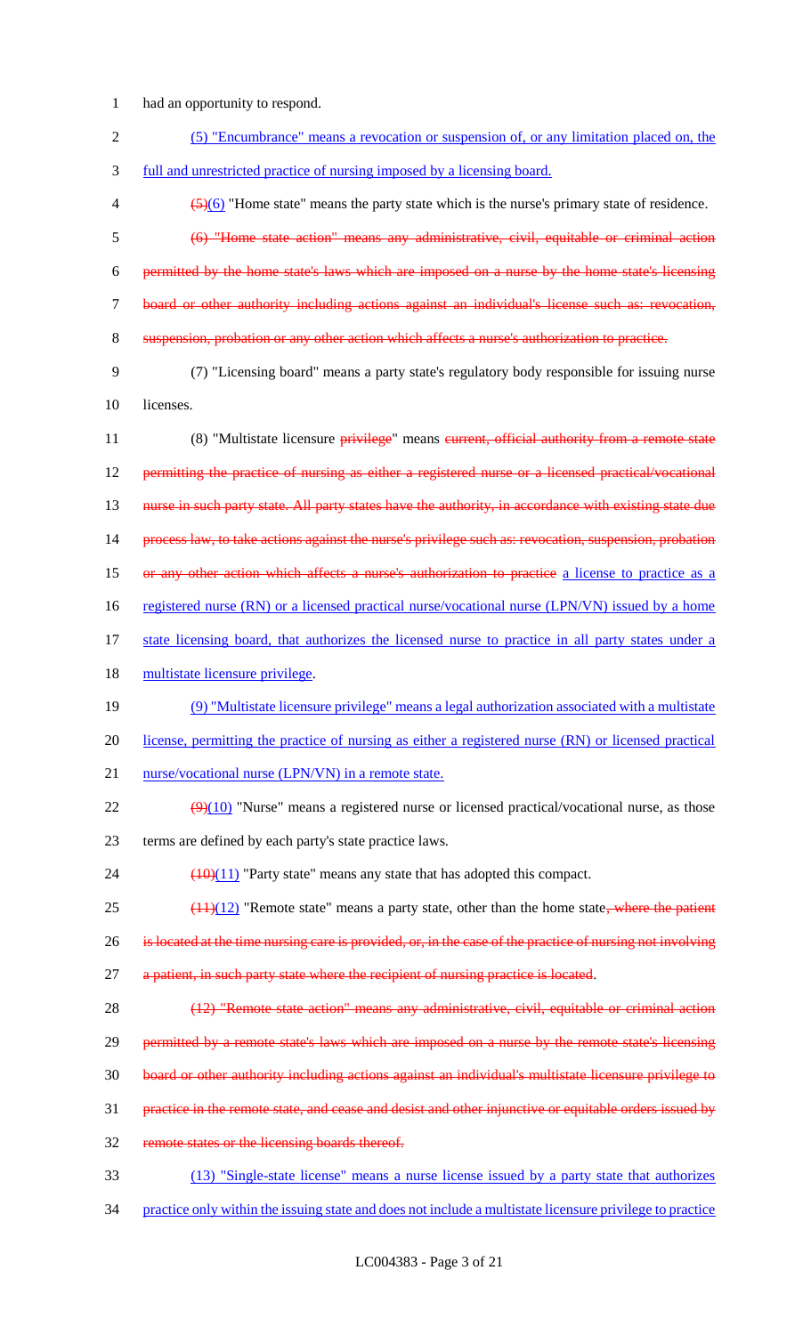had an opportunity to respond.

(5) "Encumbrance" means a revocation or suspension of, or any limitation placed on, the full and unrestricted practice of nursing imposed by a licensing board.

~~(5)~~(6) "Home state" means the party state which is the nurse's primary state of residence.

~~(6) "Home state action" means any administrative, civil, equitable or criminal action permitted by the home state's laws which are imposed on a nurse by the home state's licensing board or other authority including actions against an individual's license such as: revocation, suspension, probation or any other action which affects a nurse's authorization to practice.~~

(7) "Licensing board" means a party state's regulatory body responsible for issuing nurse licenses.

(8) "Multistate licensure ~~privilege~~" means ~~current, official authority from a remote state permitting the practice of nursing as either a registered nurse or a licensed practical/vocational nurse in such party state. All party states have the authority, in accordance with existing state due process law, to take actions against the nurse's privilege such as: revocation, suspension, probation or any other action which affects a nurse's authorization to practice~~ a license to practice as a registered nurse (RN) or a licensed practical nurse/vocational nurse (LPN/VN) issued by a home state licensing board, that authorizes the licensed nurse to practice in all party states under a multistate licensure privilege.

(9) "Multistate licensure privilege" means a legal authorization associated with a multistate license, permitting the practice of nursing as either a registered nurse (RN) or licensed practical nurse/vocational nurse (LPN/VN) in a remote state.

~~(9)~~(10) "Nurse" means a registered nurse or licensed practical/vocational nurse, as those terms are defined by each party's state practice laws.

~~(10)~~(11) "Party state" means any state that has adopted this compact.

~~(11)~~(12) "Remote state" means a party state, other than the home state~~, where the patient is located at the time nursing care is provided, or, in the case of the practice of nursing not involving a patient, in such party state where the recipient of nursing practice is located~~.

~~(12) "Remote state action" means any administrative, civil, equitable or criminal action permitted by a remote state's laws which are imposed on a nurse by the remote state's licensing board or other authority including actions against an individual's multistate licensure privilege to practice in the remote state, and cease and desist and other injunctive or equitable orders issued by remote states or the licensing boards thereof.~~

(13) "Single-state license" means a nurse license issued by a party state that authorizes practice only within the issuing state and does not include a multistate licensure privilege to practice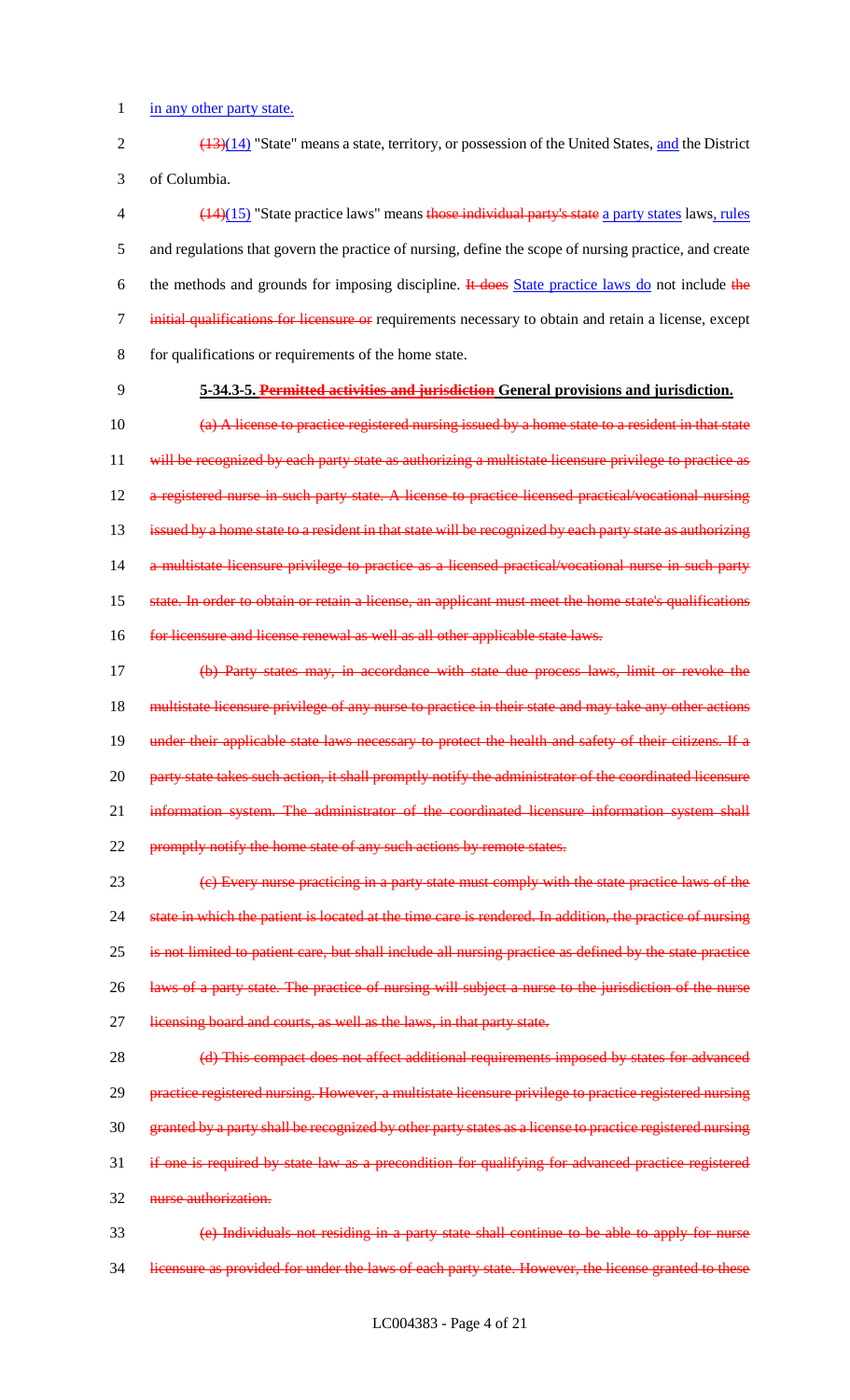in any other party state.

~~(13)~~(14) "State" means a state, territory, or possession of the United States, and the District of Columbia.

~~(14)~~(15) "State practice laws" means ~~those individual party's state~~ a party states laws, rules and regulations that govern the practice of nursing, define the scope of nursing practice, and create the methods and grounds for imposing discipline. ~~It does~~ State practice laws do not include ~~the initial qualifications for licensure or~~ requirements necessary to obtain and retain a license, except for qualifications or requirements of the home state.

**5-34.3-5. ~~Permitted activities and jurisdiction~~ General provisions and jurisdiction.**

~~(a) A license to practice registered nursing issued by a home state to a resident in that state will be recognized by each party state as authorizing a multistate licensure privilege to practice as a registered nurse in such party state. A license to practice licensed practical/vocational nursing issued by a home state to a resident in that state will be recognized by each party state as authorizing a multistate licensure privilege to practice as a licensed practical/vocational nurse in such party state. In order to obtain or retain a license, an applicant must meet the home state's qualifications for licensure and license renewal as well as all other applicable state laws.~~

~~(b) Party states may, in accordance with state due process laws, limit or revoke the multistate licensure privilege of any nurse to practice in their state and may take any other actions under their applicable state laws necessary to protect the health and safety of their citizens. If a party state takes such action, it shall promptly notify the administrator of the coordinated licensure information system. The administrator of the coordinated licensure information system shall promptly notify the home state of any such actions by remote states.~~

~~(c) Every nurse practicing in a party state must comply with the state practice laws of the state in which the patient is located at the time care is rendered. In addition, the practice of nursing is not limited to patient care, but shall include all nursing practice as defined by the state practice laws of a party state. The practice of nursing will subject a nurse to the jurisdiction of the nurse licensing board and courts, as well as the laws, in that party state.~~

~~(d) This compact does not affect additional requirements imposed by states for advanced practice registered nursing. However, a multistate licensure privilege to practice registered nursing granted by a party shall be recognized by other party states as a license to practice registered nursing if one is required by state law as a precondition for qualifying for advanced practice registered nurse authorization.~~

~~(e) Individuals not residing in a party state shall continue to be able to apply for nurse licensure as provided for under the laws of each party state. However, the license granted to these~~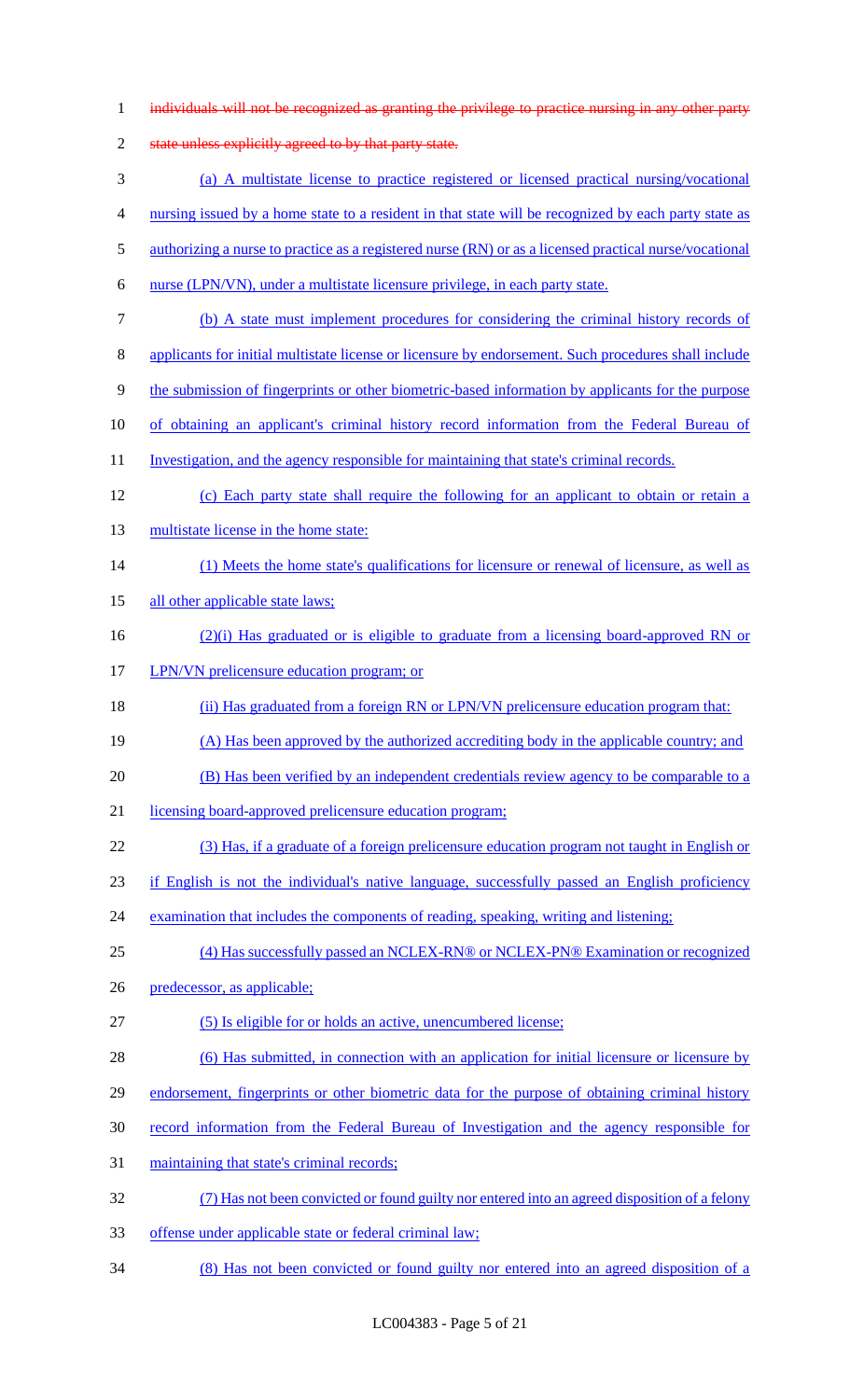individuals will not be recognized as granting the privilege to practice nursing in any other party state unless explicitly agreed to by that party state.

(a) A multistate license to practice registered or licensed practical nursing/vocational nursing issued by a home state to a resident in that state will be recognized by each party state as authorizing a nurse to practice as a registered nurse (RN) or as a licensed practical nurse/vocational nurse (LPN/VN), under a multistate licensure privilege, in each party state.

(b) A state must implement procedures for considering the criminal history records of applicants for initial multistate license or licensure by endorsement. Such procedures shall include the submission of fingerprints or other biometric-based information by applicants for the purpose of obtaining an applicant's criminal history record information from the Federal Bureau of Investigation, and the agency responsible for maintaining that state's criminal records.

(c) Each party state shall require the following for an applicant to obtain or retain a multistate license in the home state:

(1) Meets the home state's qualifications for licensure or renewal of licensure, as well as all other applicable state laws;

(2)(i) Has graduated or is eligible to graduate from a licensing board-approved RN or LPN/VN prelicensure education program; or

(ii) Has graduated from a foreign RN or LPN/VN prelicensure education program that:

(A) Has been approved by the authorized accrediting body in the applicable country; and

(B) Has been verified by an independent credentials review agency to be comparable to a licensing board-approved prelicensure education program;

(3) Has, if a graduate of a foreign prelicensure education program not taught in English or if English is not the individual's native language, successfully passed an English proficiency examination that includes the components of reading, speaking, writing and listening;

(4) Has successfully passed an NCLEX-RN® or NCLEX-PN® Examination or recognized predecessor, as applicable;

(5) Is eligible for or holds an active, unencumbered license;

(6) Has submitted, in connection with an application for initial licensure or licensure by endorsement, fingerprints or other biometric data for the purpose of obtaining criminal history record information from the Federal Bureau of Investigation and the agency responsible for maintaining that state's criminal records;

(7) Has not been convicted or found guilty nor entered into an agreed disposition of a felony offense under applicable state or federal criminal law;

(8) Has not been convicted or found guilty nor entered into an agreed disposition of a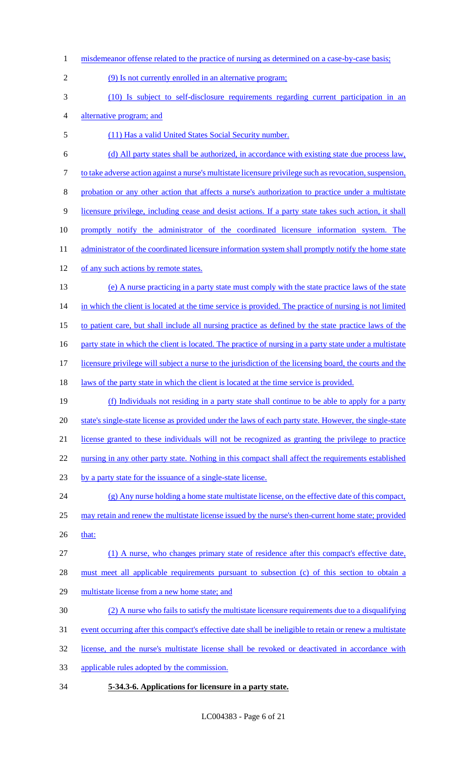misdemeanor offense related to the practice of nursing as determined on a case-by-case basis;

(9) Is not currently enrolled in an alternative program;

(10) Is subject to self-disclosure requirements regarding current participation in an alternative program; and

(11) Has a valid United States Social Security number.

(d) All party states shall be authorized, in accordance with existing state due process law, to take adverse action against a nurse's multistate licensure privilege such as revocation, suspension, probation or any other action that affects a nurse's authorization to practice under a multistate licensure privilege, including cease and desist actions. If a party state takes such action, it shall promptly notify the administrator of the coordinated licensure information system. The administrator of the coordinated licensure information system shall promptly notify the home state of any such actions by remote states.

(e) A nurse practicing in a party state must comply with the state practice laws of the state in which the client is located at the time service is provided. The practice of nursing is not limited to patient care, but shall include all nursing practice as defined by the state practice laws of the party state in which the client is located. The practice of nursing in a party state under a multistate licensure privilege will subject a nurse to the jurisdiction of the licensing board, the courts and the laws of the party state in which the client is located at the time service is provided.

(f) Individuals not residing in a party state shall continue to be able to apply for a party state's single-state license as provided under the laws of each party state. However, the single-state license granted to these individuals will not be recognized as granting the privilege to practice nursing in any other party state. Nothing in this compact shall affect the requirements established by a party state for the issuance of a single-state license.

(g) Any nurse holding a home state multistate license, on the effective date of this compact, may retain and renew the multistate license issued by the nurse's then-current home state; provided that:

(1) A nurse, who changes primary state of residence after this compact's effective date, must meet all applicable requirements pursuant to subsection (c) of this section to obtain a multistate license from a new home state; and

(2) A nurse who fails to satisfy the multistate licensure requirements due to a disqualifying event occurring after this compact's effective date shall be ineligible to retain or renew a multistate license, and the nurse's multistate license shall be revoked or deactivated in accordance with applicable rules adopted by the commission.

**5-34.3-6. Applications for licensure in a party state.**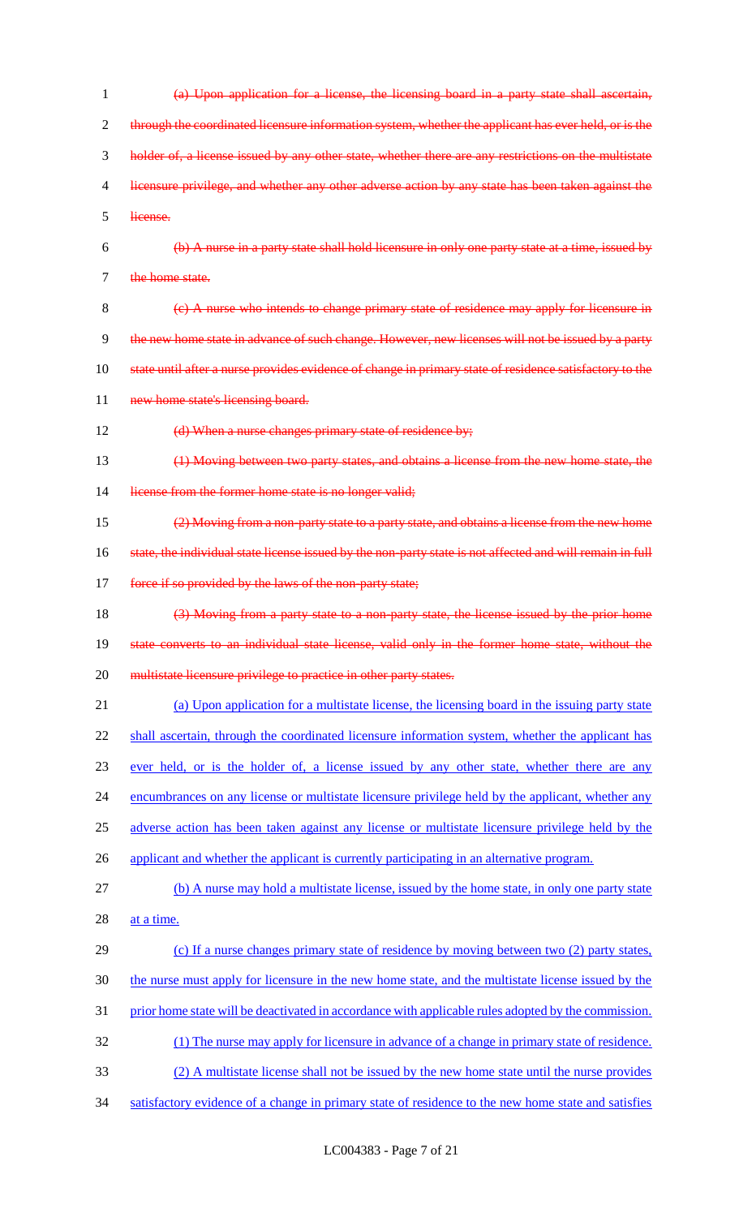~~(a) Upon application for a license, the licensing board in a party state shall ascertain, through the coordinated licensure information system, whether the applicant has ever held, or is the holder of, a license issued by any other state, whether there are any restrictions on the multistate licensure privilege, and whether any other adverse action by any state has been taken against the license.~~

~~(b) A nurse in a party state shall hold licensure in only one party state at a time, issued by the home state.~~

~~(c) A nurse who intends to change primary state of residence may apply for licensure in the new home state in advance of such change. However, new licenses will not be issued by a party state until after a nurse provides evidence of change in primary state of residence satisfactory to the new home state's licensing board.~~

~~(d) When a nurse changes primary state of residence by;~~

~~(1) Moving between two party states, and obtains a license from the new home state, the license from the former home state is no longer valid;~~

~~(2) Moving from a non-party state to a party state, and obtains a license from the new home state, the individual state license issued by the non-party state is not affected and will remain in full force if so provided by the laws of the non-party state;~~

~~(3) Moving from a party state to a non-party state, the license issued by the prior home state converts to an individual state license, valid only in the former home state, without the multistate licensure privilege to practice in other party states.~~

<u>(a) Upon application for a multistate license, the licensing board in the issuing party state shall ascertain, through the coordinated licensure information system, whether the applicant has ever held, or is the holder of, a license issued by any other state, whether there are any encumbrances on any license or multistate licensure privilege held by the applicant, whether any adverse action has been taken against any license or multistate licensure privilege held by the applicant and whether the applicant is currently participating in an alternative program.</u>

<u>(b) A nurse may hold a multistate license, issued by the home state, in only one party state at a time.</u>

<u>(c) If a nurse changes primary state of residence by moving between two (2) party states, the nurse must apply for licensure in the new home state, and the multistate license issued by the prior home state will be deactivated in accordance with applicable rules adopted by the commission.</u>

<u>(1) The nurse may apply for licensure in advance of a change in primary state of residence.</u>

<u>(2) A multistate license shall not be issued by the new home state until the nurse provides satisfactory evidence of a change in primary state of residence to the new home state and satisfies</u>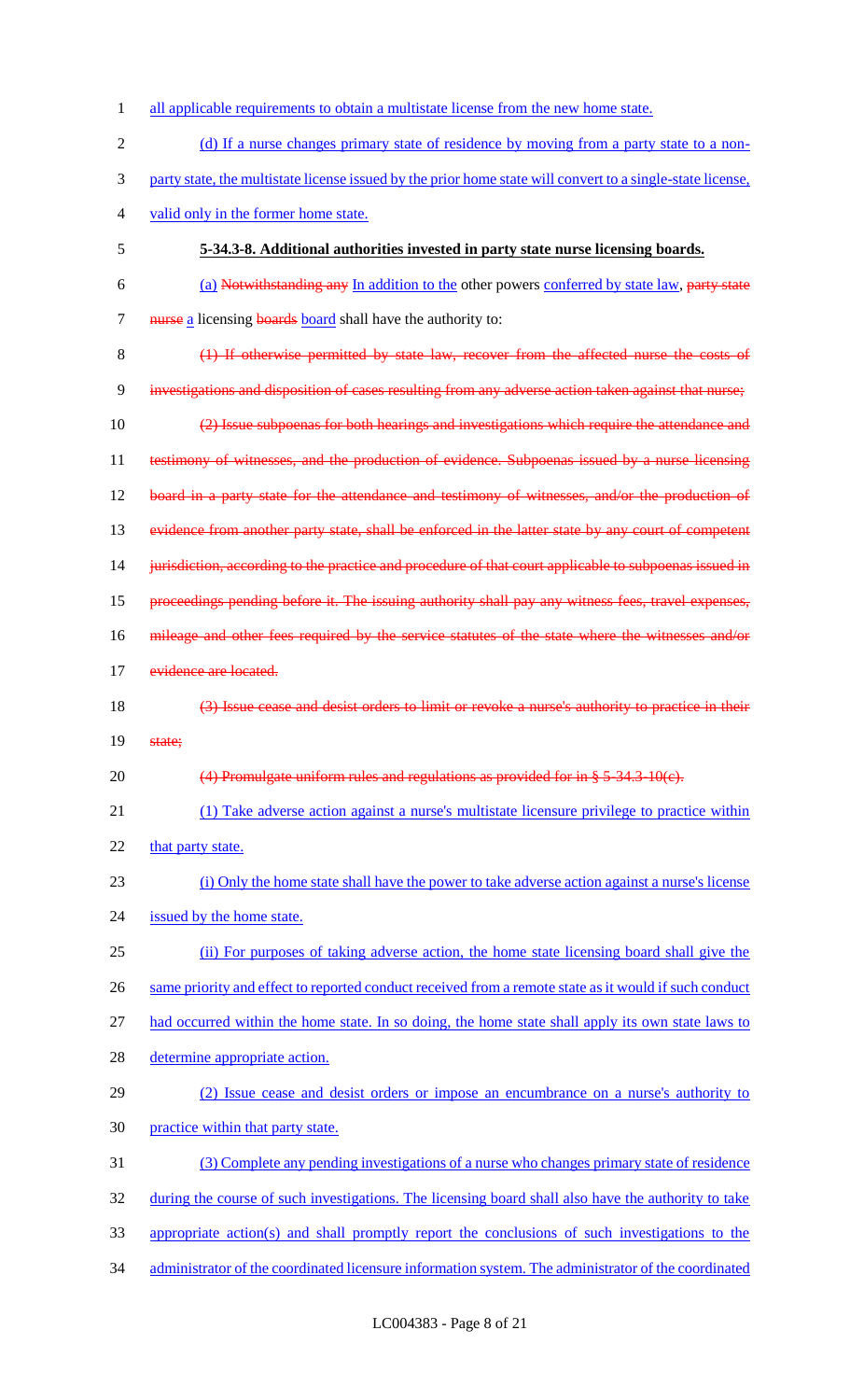all applicable requirements to obtain a multistate license from the new home state.

(d) If a nurse changes primary state of residence by moving from a party state to a non-party state, the multistate license issued by the prior home state will convert to a single-state license, valid only in the former home state.

**5-34.3-8. Additional authorities invested in party state nurse licensing boards.**

(a) ~~Notwithstanding any~~ In addition to the other powers conferred by state law, ~~party state nurse~~ a licensing ~~boards~~ board shall have the authority to:

~~(1) If otherwise permitted by state law, recover from the affected nurse the costs of investigations and disposition of cases resulting from any adverse action taken against that nurse;~~

~~(2) Issue subpoenas for both hearings and investigations which require the attendance and testimony of witnesses, and the production of evidence. Subpoenas issued by a nurse licensing board in a party state for the attendance and testimony of witnesses, and/or the production of evidence from another party state, shall be enforced in the latter state by any court of competent jurisdiction, according to the practice and procedure of that court applicable to subpoenas issued in proceedings pending before it. The issuing authority shall pay any witness fees, travel expenses, mileage and other fees required by the service statutes of the state where the witnesses and/or evidence are located.~~

~~(3) Issue cease and desist orders to limit or revoke a nurse's authority to practice in their state;~~

~~(4) Promulgate uniform rules and regulations as provided for in § 5-34.3-10(c).~~

(1) Take adverse action against a nurse's multistate licensure privilege to practice within that party state.

(i) Only the home state shall have the power to take adverse action against a nurse's license issued by the home state.

(ii) For purposes of taking adverse action, the home state licensing board shall give the same priority and effect to reported conduct received from a remote state as it would if such conduct had occurred within the home state. In so doing, the home state shall apply its own state laws to determine appropriate action.

(2) Issue cease and desist orders or impose an encumbrance on a nurse's authority to practice within that party state.

(3) Complete any pending investigations of a nurse who changes primary state of residence during the course of such investigations. The licensing board shall also have the authority to take appropriate action(s) and shall promptly report the conclusions of such investigations to the administrator of the coordinated licensure information system. The administrator of the coordinated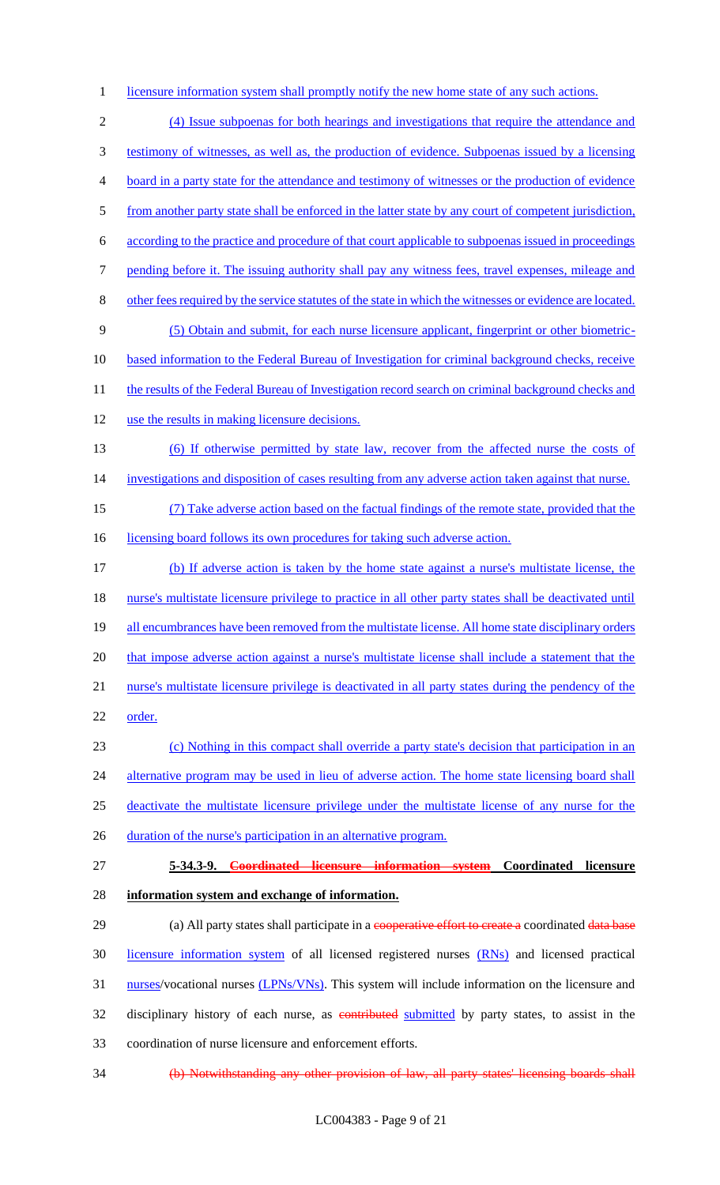licensure information system shall promptly notify the new home state of any such actions.

(4) Issue subpoenas for both hearings and investigations that require the attendance and testimony of witnesses, as well as, the production of evidence. Subpoenas issued by a licensing board in a party state for the attendance and testimony of witnesses or the production of evidence from another party state shall be enforced in the latter state by any court of competent jurisdiction, according to the practice and procedure of that court applicable to subpoenas issued in proceedings pending before it. The issuing authority shall pay any witness fees, travel expenses, mileage and other fees required by the service statutes of the state in which the witnesses or evidence are located.

(5) Obtain and submit, for each nurse licensure applicant, fingerprint or other biometric-based information to the Federal Bureau of Investigation for criminal background checks, receive the results of the Federal Bureau of Investigation record search on criminal background checks and use the results in making licensure decisions.

(6) If otherwise permitted by state law, recover from the affected nurse the costs of investigations and disposition of cases resulting from any adverse action taken against that nurse.

(7) Take adverse action based on the factual findings of the remote state, provided that the licensing board follows its own procedures for taking such adverse action.

(b) If adverse action is taken by the home state against a nurse's multistate license, the nurse's multistate licensure privilege to practice in all other party states shall be deactivated until all encumbrances have been removed from the multistate license. All home state disciplinary orders that impose adverse action against a nurse's multistate license shall include a statement that the nurse's multistate licensure privilege is deactivated in all party states during the pendency of the order.

(c) Nothing in this compact shall override a party state's decision that participation in an alternative program may be used in lieu of adverse action. The home state licensing board shall deactivate the multistate licensure privilege under the multistate license of any nurse for the duration of the nurse's participation in an alternative program.

**5-34.3-9. ~~Coordinated licensure information system~~ Coordinated licensure information system and exchange of information.**

(a) All party states shall participate in a ~~cooperative effort to create a~~ coordinated ~~data base~~ licensure information system of all licensed registered nurses (RNs) and licensed practical nurses/vocational nurses (LPNs/VNs). This system will include information on the licensure and disciplinary history of each nurse, as ~~contributed~~ submitted by party states, to assist in the coordination of nurse licensure and enforcement efforts.

~~(b) Notwithstanding any other provision of law, all party states' licensing boards shall~~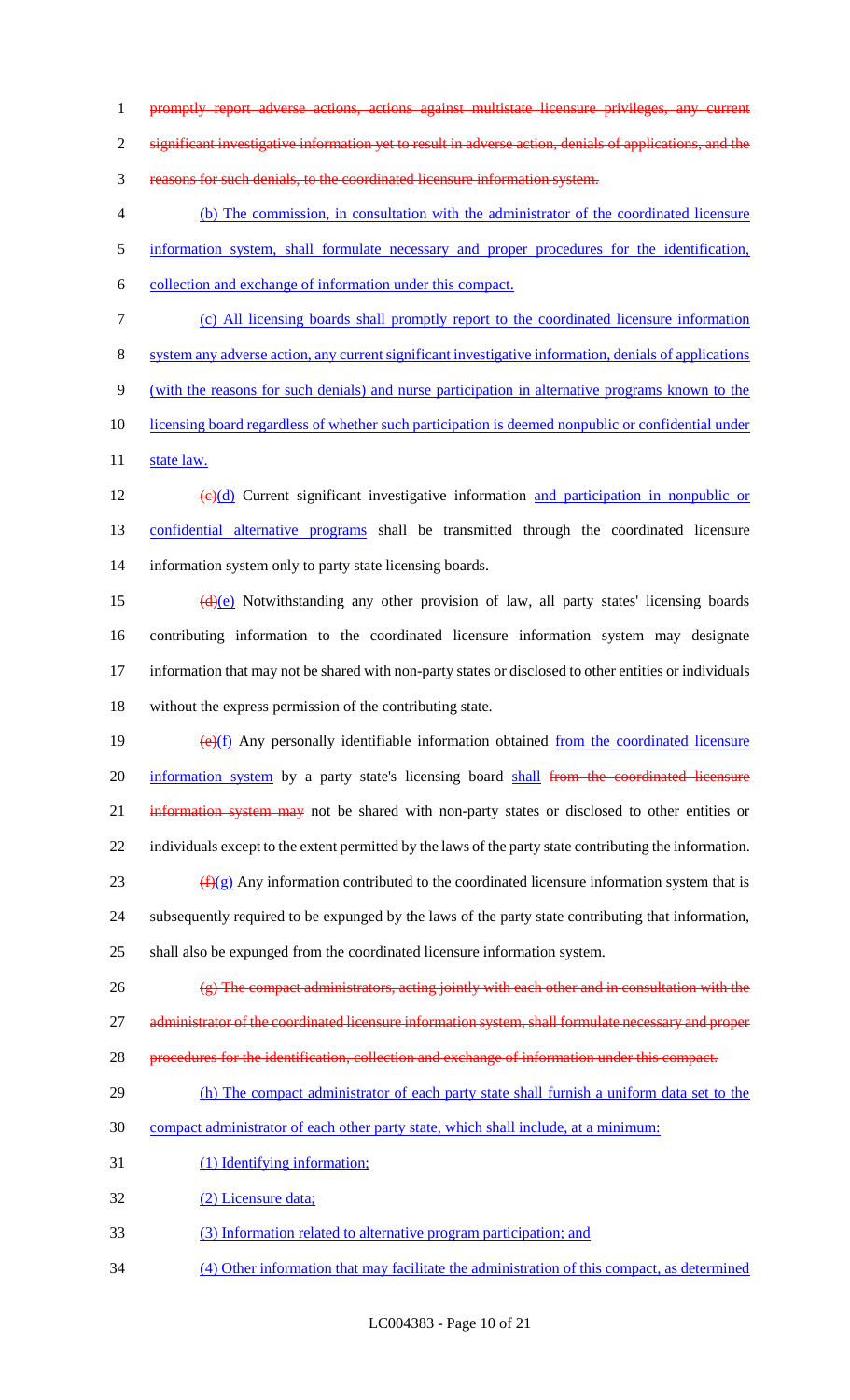promptly report adverse actions, actions against multistate licensure privileges, any current significant investigative information yet to result in adverse action, denials of applications, and the reasons for such denials, to the coordinated licensure information system.

(b) The commission, in consultation with the administrator of the coordinated licensure information system, shall formulate necessary and proper procedures for the identification, collection and exchange of information under this compact.

(c) All licensing boards shall promptly report to the coordinated licensure information system any adverse action, any current significant investigative information, denials of applications (with the reasons for such denials) and nurse participation in alternative programs known to the licensing board regardless of whether such participation is deemed nonpublic or confidential under state law.

(c)(d) Current significant investigative information and participation in nonpublic or confidential alternative programs shall be transmitted through the coordinated licensure information system only to party state licensing boards.

(d)(e) Notwithstanding any other provision of law, all party states' licensing boards contributing information to the coordinated licensure information system may designate information that may not be shared with non-party states or disclosed to other entities or individuals without the express permission of the contributing state.

(e)(f) Any personally identifiable information obtained from the coordinated licensure information system by a party state's licensing board shall from the coordinated licensure information system may not be shared with non-party states or disclosed to other entities or individuals except to the extent permitted by the laws of the party state contributing the information.

(f)(g) Any information contributed to the coordinated licensure information system that is subsequently required to be expunged by the laws of the party state contributing that information, shall also be expunged from the coordinated licensure information system.

(g) The compact administrators, acting jointly with each other and in consultation with the administrator of the coordinated licensure information system, shall formulate necessary and proper procedures for the identification, collection and exchange of information under this compact.

(h) The compact administrator of each party state shall furnish a uniform data set to the compact administrator of each other party state, which shall include, at a minimum:

(1) Identifying information;

(2) Licensure data;

(3) Information related to alternative program participation; and

(4) Other information that may facilitate the administration of this compact, as determined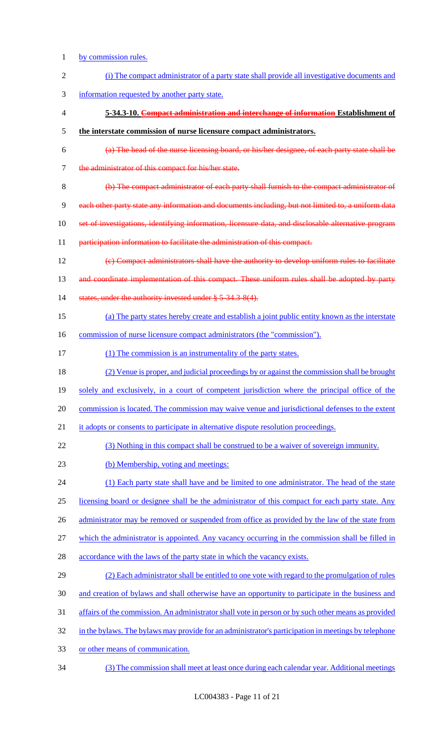by commission rules.

(i) The compact administrator of a party state shall provide all investigative documents and information requested by another party state.

**5-34.3-10. ~~Compact administration and interchange of information~~ Establishment of the interstate commission of nurse licensure compact administrators.**

~~(a) The head of the nurse licensing board, or his/her designee, of each party state shall be the administrator of this compact for his/her state.~~

~~(b) The compact administrator of each party shall furnish to the compact administrator of each other party state any information and documents including, but not limited to, a uniform data set of investigations, identifying information, licensure data, and disclosable alternative program participation information to facilitate the administration of this compact.~~

~~(c) Compact administrators shall have the authority to develop uniform rules to facilitate and coordinate implementation of this compact. These uniform rules shall be adopted by party states, under the authority invested under § 5-34.3-8(4).~~

(a) The party states hereby create and establish a joint public entity known as the interstate commission of nurse licensure compact administrators (the "commission").

(1) The commission is an instrumentality of the party states.

(2) Venue is proper, and judicial proceedings by or against the commission shall be brought solely and exclusively, in a court of competent jurisdiction where the principal office of the commission is located. The commission may waive venue and jurisdictional defenses to the extent it adopts or consents to participate in alternative dispute resolution proceedings.

(3) Nothing in this compact shall be construed to be a waiver of sovereign immunity.

(b) Membership, voting and meetings:

(1) Each party state shall have and be limited to one administrator. The head of the state licensing board or designee shall be the administrator of this compact for each party state. Any administrator may be removed or suspended from office as provided by the law of the state from which the administrator is appointed. Any vacancy occurring in the commission shall be filled in accordance with the laws of the party state in which the vacancy exists.

(2) Each administrator shall be entitled to one vote with regard to the promulgation of rules and creation of bylaws and shall otherwise have an opportunity to participate in the business and affairs of the commission. An administrator shall vote in person or by such other means as provided in the bylaws. The bylaws may provide for an administrator's participation in meetings by telephone or other means of communication.

(3) The commission shall meet at least once during each calendar year. Additional meetings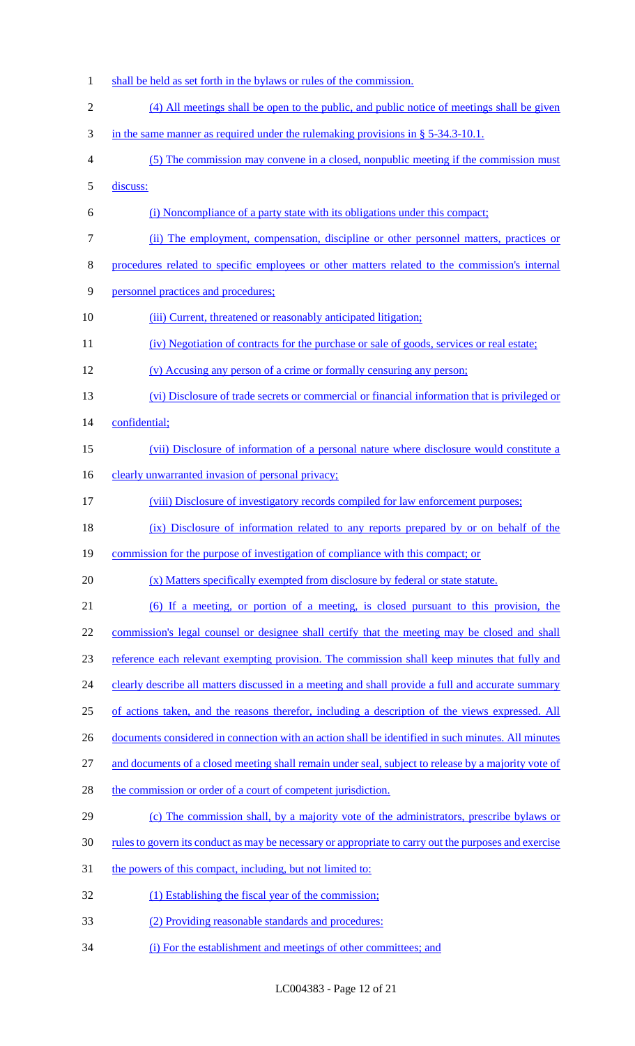shall be held as set forth in the bylaws or rules of the commission.

(4) All meetings shall be open to the public, and public notice of meetings shall be given in the same manner as required under the rulemaking provisions in § 5-34.3-10.1.

(5) The commission may convene in a closed, nonpublic meeting if the commission must discuss:

(i) Noncompliance of a party state with its obligations under this compact;

(ii) The employment, compensation, discipline or other personnel matters, practices or procedures related to specific employees or other matters related to the commission's internal personnel practices and procedures;

(iii) Current, threatened or reasonably anticipated litigation;

(iv) Negotiation of contracts for the purchase or sale of goods, services or real estate;

(v) Accusing any person of a crime or formally censuring any person;

(vi) Disclosure of trade secrets or commercial or financial information that is privileged or confidential;

(vii) Disclosure of information of a personal nature where disclosure would constitute a clearly unwarranted invasion of personal privacy;

(viii) Disclosure of investigatory records compiled for law enforcement purposes;

(ix) Disclosure of information related to any reports prepared by or on behalf of the commission for the purpose of investigation of compliance with this compact; or

(x) Matters specifically exempted from disclosure by federal or state statute.

(6) If a meeting, or portion of a meeting, is closed pursuant to this provision, the commission's legal counsel or designee shall certify that the meeting may be closed and shall reference each relevant exempting provision. The commission shall keep minutes that fully and clearly describe all matters discussed in a meeting and shall provide a full and accurate summary of actions taken, and the reasons therefor, including a description of the views expressed. All documents considered in connection with an action shall be identified in such minutes. All minutes and documents of a closed meeting shall remain under seal, subject to release by a majority vote of the commission or order of a court of competent jurisdiction.

(c) The commission shall, by a majority vote of the administrators, prescribe bylaws or rules to govern its conduct as may be necessary or appropriate to carry out the purposes and exercise the powers of this compact, including, but not limited to:

(1) Establishing the fiscal year of the commission;

(2) Providing reasonable standards and procedures:

(i) For the establishment and meetings of other committees; and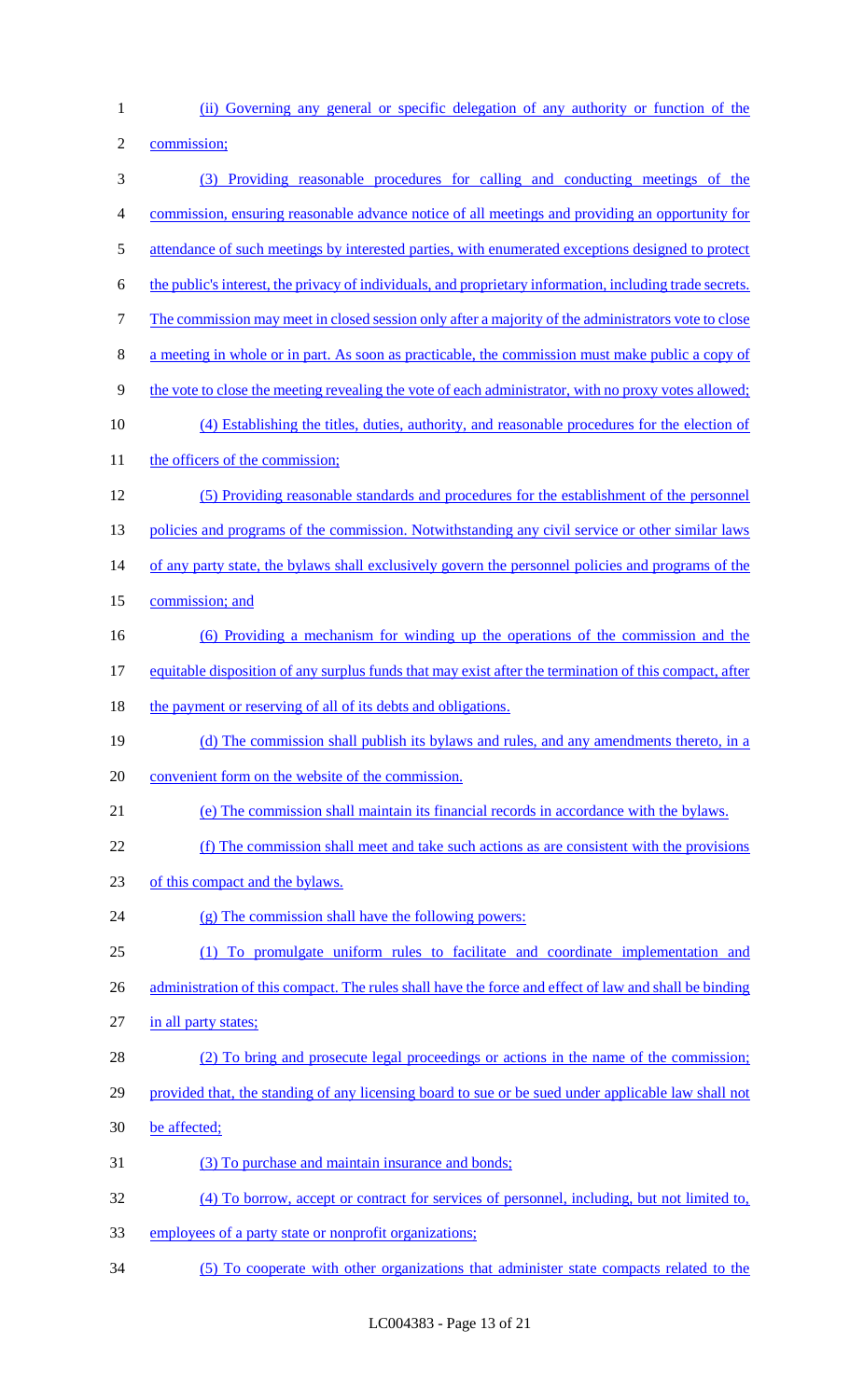(ii) Governing any general or specific delegation of any authority or function of the commission;

(3) Providing reasonable procedures for calling and conducting meetings of the commission, ensuring reasonable advance notice of all meetings and providing an opportunity for attendance of such meetings by interested parties, with enumerated exceptions designed to protect the public's interest, the privacy of individuals, and proprietary information, including trade secrets. The commission may meet in closed session only after a majority of the administrators vote to close a meeting in whole or in part. As soon as practicable, the commission must make public a copy of the vote to close the meeting revealing the vote of each administrator, with no proxy votes allowed;

(4) Establishing the titles, duties, authority, and reasonable procedures for the election of the officers of the commission;

(5) Providing reasonable standards and procedures for the establishment of the personnel policies and programs of the commission. Notwithstanding any civil service or other similar laws of any party state, the bylaws shall exclusively govern the personnel policies and programs of the commission; and

(6) Providing a mechanism for winding up the operations of the commission and the equitable disposition of any surplus funds that may exist after the termination of this compact, after the payment or reserving of all of its debts and obligations.

(d) The commission shall publish its bylaws and rules, and any amendments thereto, in a convenient form on the website of the commission.

(e) The commission shall maintain its financial records in accordance with the bylaws.

(f) The commission shall meet and take such actions as are consistent with the provisions of this compact and the bylaws.

(g) The commission shall have the following powers:

(1) To promulgate uniform rules to facilitate and coordinate implementation and administration of this compact. The rules shall have the force and effect of law and shall be binding in all party states;

(2) To bring and prosecute legal proceedings or actions in the name of the commission; provided that, the standing of any licensing board to sue or be sued under applicable law shall not be affected;

(3) To purchase and maintain insurance and bonds;

(4) To borrow, accept or contract for services of personnel, including, but not limited to, employees of a party state or nonprofit organizations;

(5) To cooperate with other organizations that administer state compacts related to the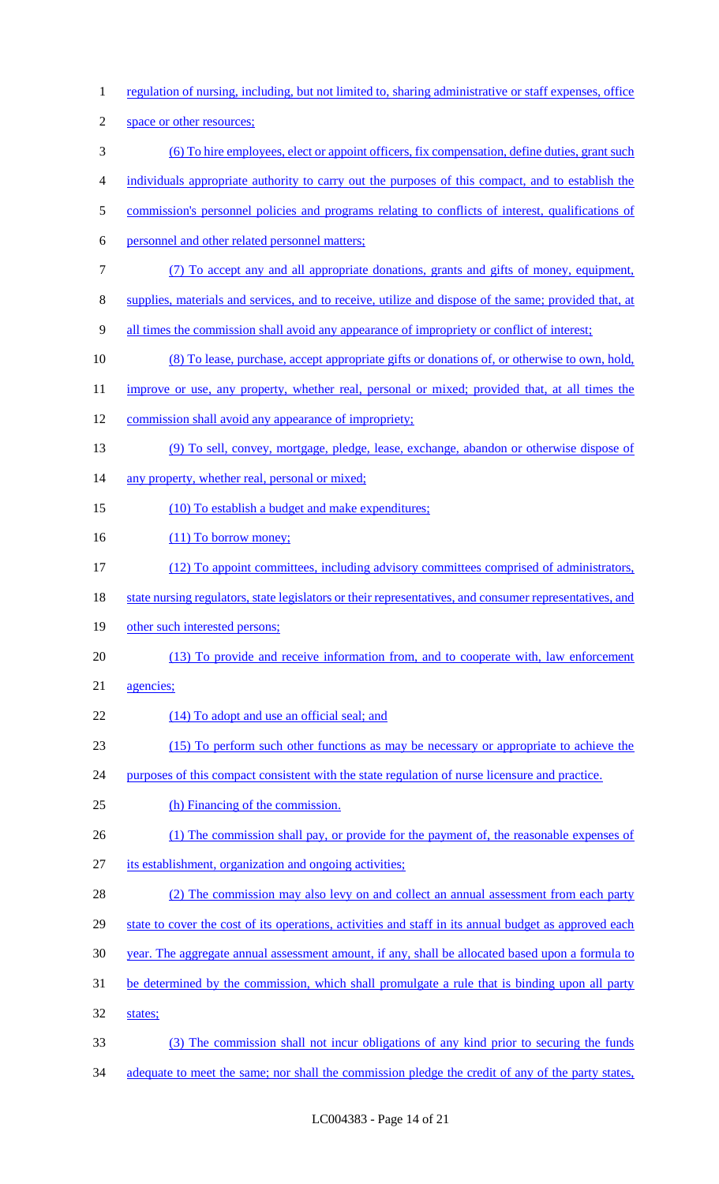regulation of nursing, including, but not limited to, sharing administrative or staff expenses, office space or other resources;

(6) To hire employees, elect or appoint officers, fix compensation, define duties, grant such individuals appropriate authority to carry out the purposes of this compact, and to establish the commission's personnel policies and programs relating to conflicts of interest, qualifications of personnel and other related personnel matters;

(7) To accept any and all appropriate donations, grants and gifts of money, equipment, supplies, materials and services, and to receive, utilize and dispose of the same; provided that, at all times the commission shall avoid any appearance of impropriety or conflict of interest;

(8) To lease, purchase, accept appropriate gifts or donations of, or otherwise to own, hold, improve or use, any property, whether real, personal or mixed; provided that, at all times the commission shall avoid any appearance of impropriety;

(9) To sell, convey, mortgage, pledge, lease, exchange, abandon or otherwise dispose of any property, whether real, personal or mixed;

(10) To establish a budget and make expenditures;

(11) To borrow money;

(12) To appoint committees, including advisory committees comprised of administrators, state nursing regulators, state legislators or their representatives, and consumer representatives, and other such interested persons;

(13) To provide and receive information from, and to cooperate with, law enforcement agencies;

(14) To adopt and use an official seal; and

(15) To perform such other functions as may be necessary or appropriate to achieve the purposes of this compact consistent with the state regulation of nurse licensure and practice.

(h) Financing of the commission.

(1) The commission shall pay, or provide for the payment of, the reasonable expenses of its establishment, organization and ongoing activities;

(2) The commission may also levy on and collect an annual assessment from each party state to cover the cost of its operations, activities and staff in its annual budget as approved each year. The aggregate annual assessment amount, if any, shall be allocated based upon a formula to be determined by the commission, which shall promulgate a rule that is binding upon all party states;

(3) The commission shall not incur obligations of any kind prior to securing the funds adequate to meet the same; nor shall the commission pledge the credit of any of the party states,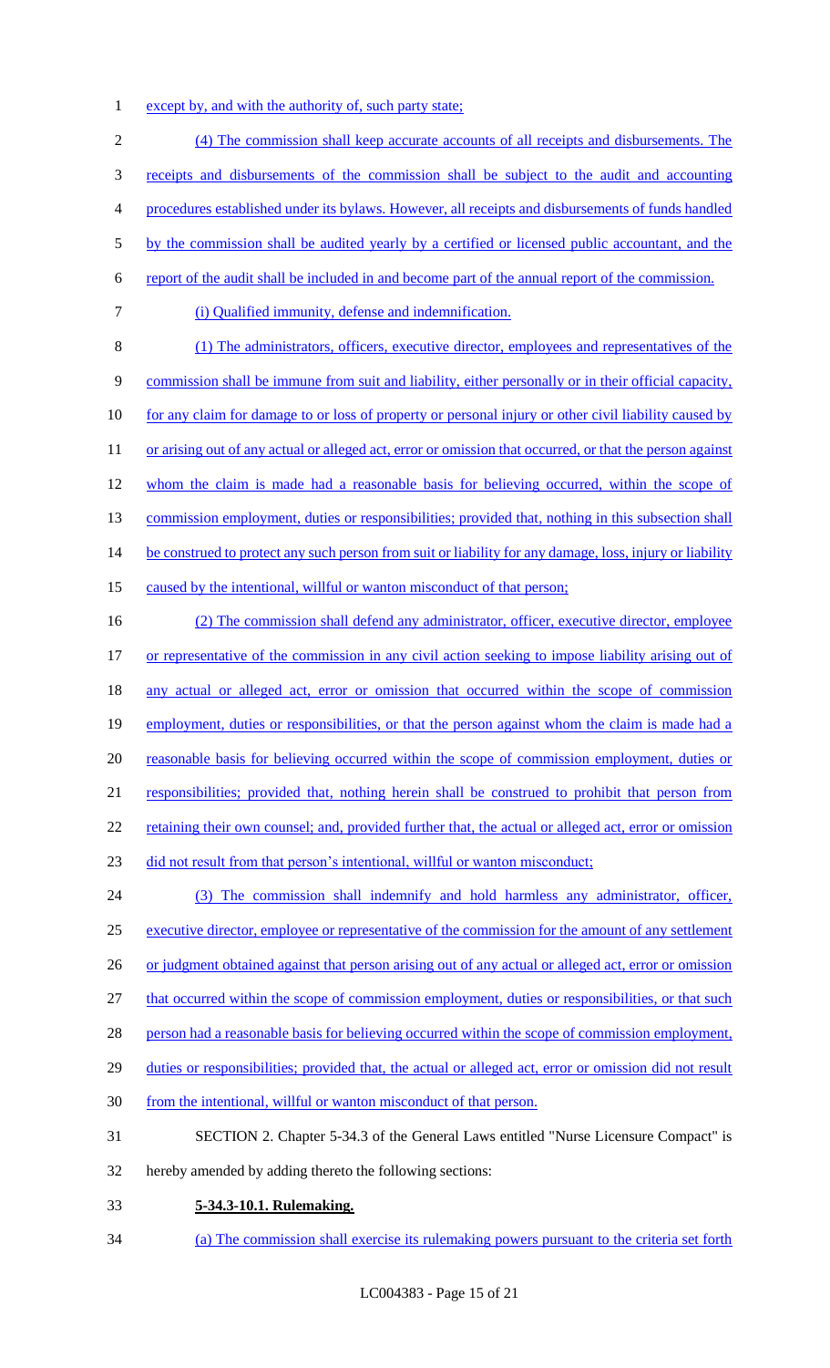except by, and with the authority of, such party state;

(4) The commission shall keep accurate accounts of all receipts and disbursements. The receipts and disbursements of the commission shall be subject to the audit and accounting procedures established under its bylaws. However, all receipts and disbursements of funds handled by the commission shall be audited yearly by a certified or licensed public accountant, and the report of the audit shall be included in and become part of the annual report of the commission.

(i) Qualified immunity, defense and indemnification.

(1) The administrators, officers, executive director, employees and representatives of the commission shall be immune from suit and liability, either personally or in their official capacity, for any claim for damage to or loss of property or personal injury or other civil liability caused by or arising out of any actual or alleged act, error or omission that occurred, or that the person against whom the claim is made had a reasonable basis for believing occurred, within the scope of commission employment, duties or responsibilities; provided that, nothing in this subsection shall be construed to protect any such person from suit or liability for any damage, loss, injury or liability caused by the intentional, willful or wanton misconduct of that person;

(2) The commission shall defend any administrator, officer, executive director, employee or representative of the commission in any civil action seeking to impose liability arising out of any actual or alleged act, error or omission that occurred within the scope of commission employment, duties or responsibilities, or that the person against whom the claim is made had a reasonable basis for believing occurred within the scope of commission employment, duties or responsibilities; provided that, nothing herein shall be construed to prohibit that person from retaining their own counsel; and, provided further that, the actual or alleged act, error or omission did not result from that person's intentional, willful or wanton misconduct;

(3) The commission shall indemnify and hold harmless any administrator, officer, executive director, employee or representative of the commission for the amount of any settlement or judgment obtained against that person arising out of any actual or alleged act, error or omission that occurred within the scope of commission employment, duties or responsibilities, or that such person had a reasonable basis for believing occurred within the scope of commission employment, duties or responsibilities; provided that, the actual or alleged act, error or omission did not result from the intentional, willful or wanton misconduct of that person.

SECTION 2. Chapter 5-34.3 of the General Laws entitled "Nurse Licensure Compact" is hereby amended by adding thereto the following sections:

**5-34.3-10.1. Rulemaking.**

(a) The commission shall exercise its rulemaking powers pursuant to the criteria set forth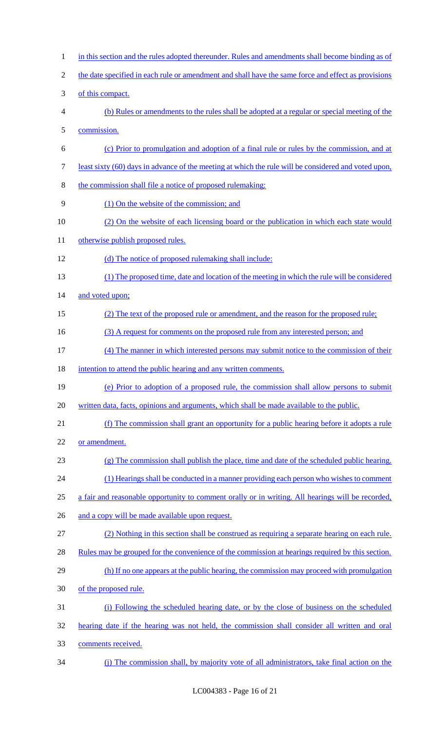in this section and the rules adopted thereunder. Rules and amendments shall become binding as of the date specified in each rule or amendment and shall have the same force and effect as provisions of this compact.

(b) Rules or amendments to the rules shall be adopted at a regular or special meeting of the commission.

(c) Prior to promulgation and adoption of a final rule or rules by the commission, and at least sixty (60) days in advance of the meeting at which the rule will be considered and voted upon, the commission shall file a notice of proposed rulemaking:

(1) On the website of the commission; and

(2) On the website of each licensing board or the publication in which each state would otherwise publish proposed rules.

(d) The notice of proposed rulemaking shall include:

(1) The proposed time, date and location of the meeting in which the rule will be considered and voted upon;

(2) The text of the proposed rule or amendment, and the reason for the proposed rule;

(3) A request for comments on the proposed rule from any interested person; and

(4) The manner in which interested persons may submit notice to the commission of their intention to attend the public hearing and any written comments.

(e) Prior to adoption of a proposed rule, the commission shall allow persons to submit written data, facts, opinions and arguments, which shall be made available to the public.

(f) The commission shall grant an opportunity for a public hearing before it adopts a rule or amendment.

(g) The commission shall publish the place, time and date of the scheduled public hearing.

(1) Hearings shall be conducted in a manner providing each person who wishes to comment a fair and reasonable opportunity to comment orally or in writing. All hearings will be recorded, and a copy will be made available upon request.

(2) Nothing in this section shall be construed as requiring a separate hearing on each rule. Rules may be grouped for the convenience of the commission at hearings required by this section.

(h) If no one appears at the public hearing, the commission may proceed with promulgation of the proposed rule.

(i) Following the scheduled hearing date, or by the close of business on the scheduled hearing date if the hearing was not held, the commission shall consider all written and oral comments received.

(j) The commission shall, by majority vote of all administrators, take final action on the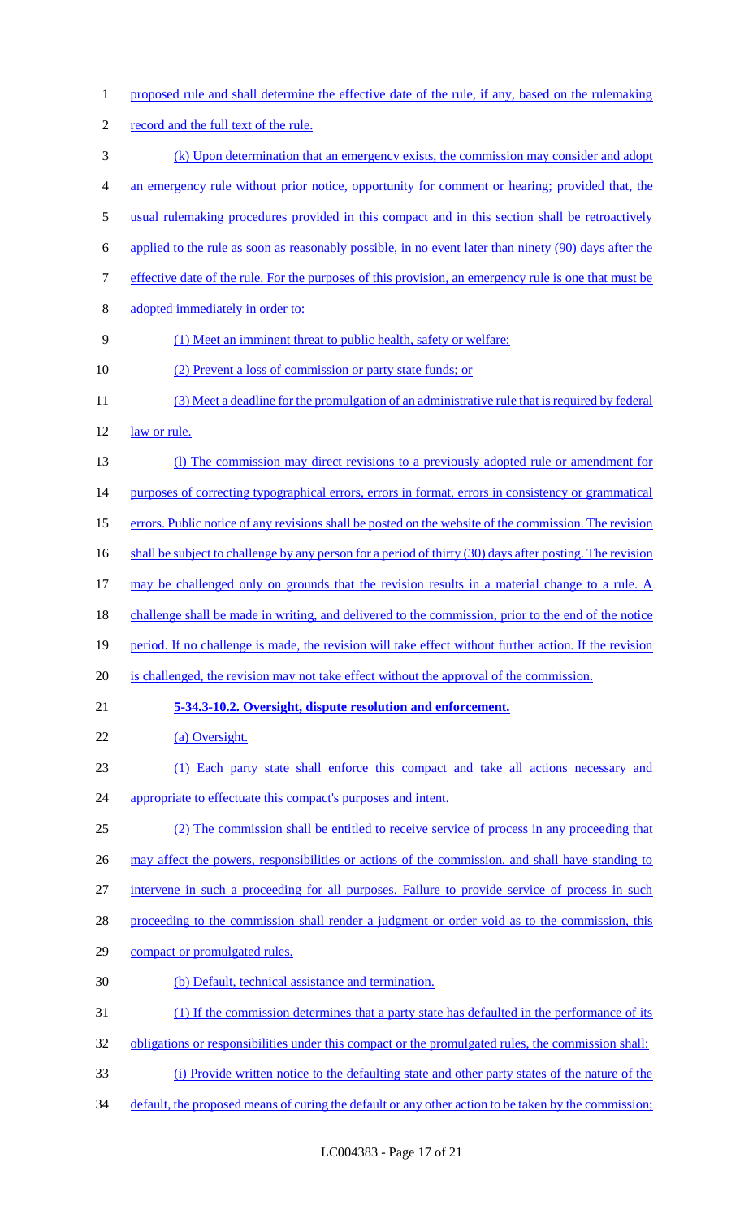proposed rule and shall determine the effective date of the rule, if any, based on the rulemaking record and the full text of the rule.

(k) Upon determination that an emergency exists, the commission may consider and adopt an emergency rule without prior notice, opportunity for comment or hearing; provided that, the usual rulemaking procedures provided in this compact and in this section shall be retroactively applied to the rule as soon as reasonably possible, in no event later than ninety (90) days after the effective date of the rule. For the purposes of this provision, an emergency rule is one that must be adopted immediately in order to:

(1) Meet an imminent threat to public health, safety or welfare;

(2) Prevent a loss of commission or party state funds; or

(3) Meet a deadline for the promulgation of an administrative rule that is required by federal law or rule.

(l) The commission may direct revisions to a previously adopted rule or amendment for purposes of correcting typographical errors, errors in format, errors in consistency or grammatical errors. Public notice of any revisions shall be posted on the website of the commission. The revision shall be subject to challenge by any person for a period of thirty (30) days after posting. The revision may be challenged only on grounds that the revision results in a material change to a rule. A challenge shall be made in writing, and delivered to the commission, prior to the end of the notice period. If no challenge is made, the revision will take effect without further action. If the revision is challenged, the revision may not take effect without the approval of the commission.

**5-34.3-10.2. Oversight, dispute resolution and enforcement.**

(a) Oversight.

(1) Each party state shall enforce this compact and take all actions necessary and appropriate to effectuate this compact's purposes and intent.

(2) The commission shall be entitled to receive service of process in any proceeding that may affect the powers, responsibilities or actions of the commission, and shall have standing to intervene in such a proceeding for all purposes. Failure to provide service of process in such proceeding to the commission shall render a judgment or order void as to the commission, this compact or promulgated rules.

(b) Default, technical assistance and termination.

(1) If the commission determines that a party state has defaulted in the performance of its obligations or responsibilities under this compact or the promulgated rules, the commission shall:

(i) Provide written notice to the defaulting state and other party states of the nature of the default, the proposed means of curing the default or any other action to be taken by the commission;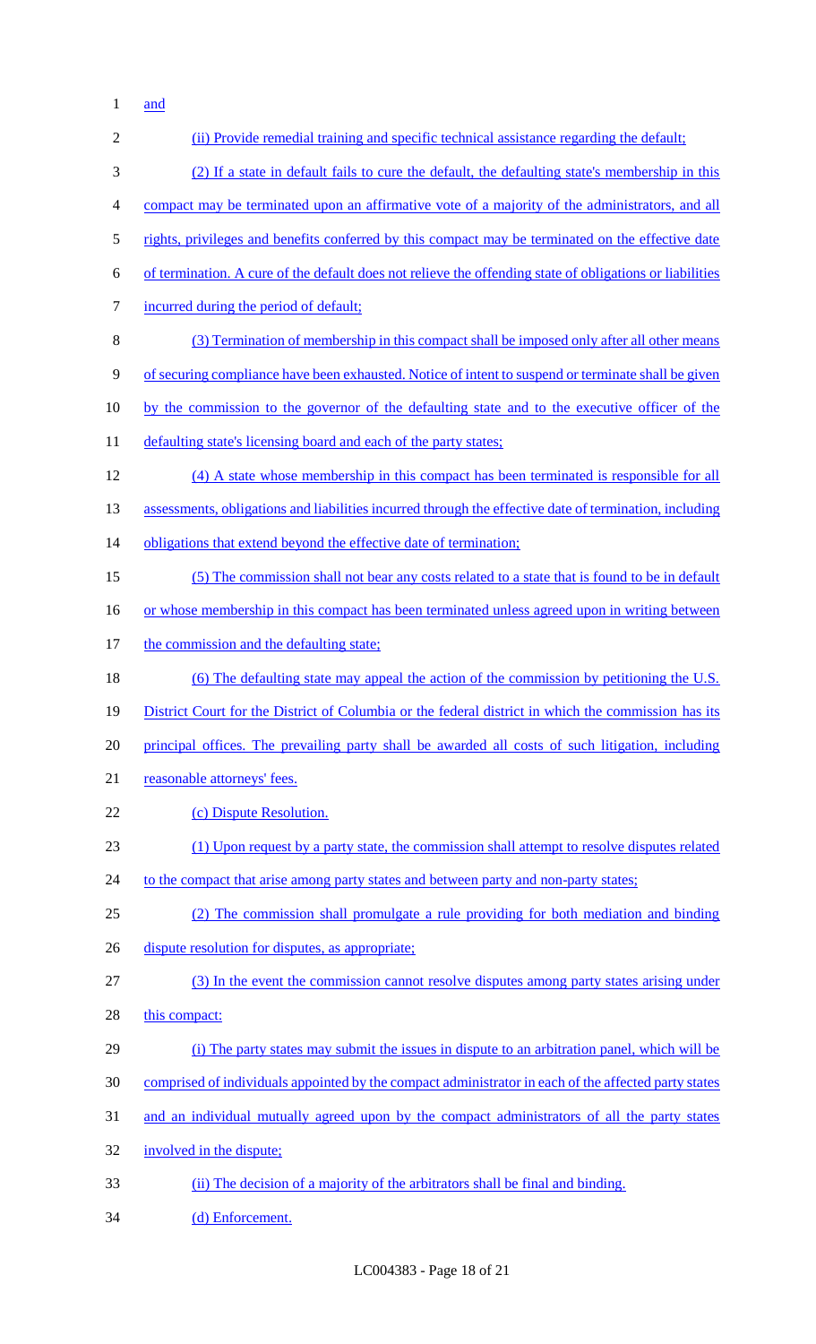and

(ii) Provide remedial training and specific technical assistance regarding the default;

(2) If a state in default fails to cure the default, the defaulting state's membership in this compact may be terminated upon an affirmative vote of a majority of the administrators, and all rights, privileges and benefits conferred by this compact may be terminated on the effective date of termination. A cure of the default does not relieve the offending state of obligations or liabilities incurred during the period of default;

(3) Termination of membership in this compact shall be imposed only after all other means of securing compliance have been exhausted. Notice of intent to suspend or terminate shall be given by the commission to the governor of the defaulting state and to the executive officer of the defaulting state's licensing board and each of the party states;

(4) A state whose membership in this compact has been terminated is responsible for all assessments, obligations and liabilities incurred through the effective date of termination, including obligations that extend beyond the effective date of termination;

(5) The commission shall not bear any costs related to a state that is found to be in default or whose membership in this compact has been terminated unless agreed upon in writing between the commission and the defaulting state;

(6) The defaulting state may appeal the action of the commission by petitioning the U.S. District Court for the District of Columbia or the federal district in which the commission has its principal offices. The prevailing party shall be awarded all costs of such litigation, including reasonable attorneys' fees.

(c) Dispute Resolution.

(1) Upon request by a party state, the commission shall attempt to resolve disputes related to the compact that arise among party states and between party and non-party states;

(2) The commission shall promulgate a rule providing for both mediation and binding dispute resolution for disputes, as appropriate;

(3) In the event the commission cannot resolve disputes among party states arising under this compact:

(i) The party states may submit the issues in dispute to an arbitration panel, which will be comprised of individuals appointed by the compact administrator in each of the affected party states and an individual mutually agreed upon by the compact administrators of all the party states involved in the dispute;

(ii) The decision of a majority of the arbitrators shall be final and binding.

(d) Enforcement.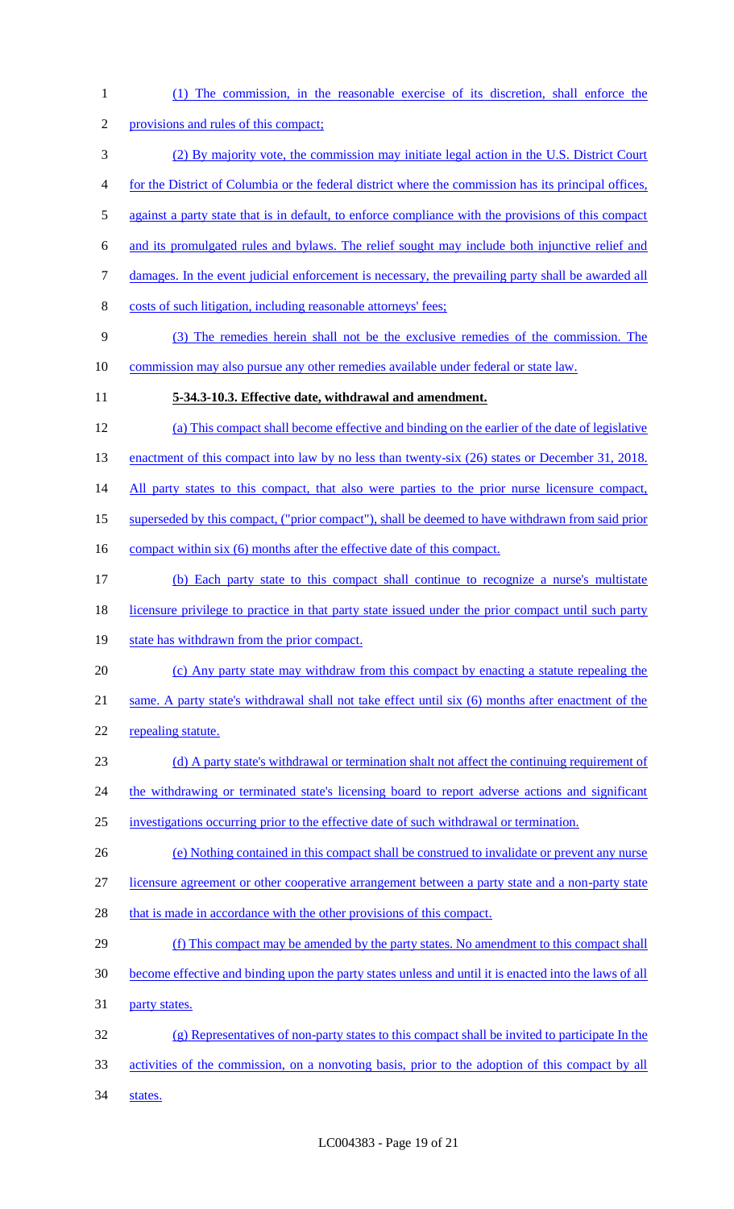(1) The commission, in the reasonable exercise of its discretion, shall enforce the provisions and rules of this compact;

(2) By majority vote, the commission may initiate legal action in the U.S. District Court for the District of Columbia or the federal district where the commission has its principal offices, against a party state that is in default, to enforce compliance with the provisions of this compact and its promulgated rules and bylaws. The relief sought may include both injunctive relief and damages. In the event judicial enforcement is necessary, the prevailing party shall be awarded all costs of such litigation, including reasonable attorneys' fees;

(3) The remedies herein shall not be the exclusive remedies of the commission. The commission may also pursue any other remedies available under federal or state law.

**5-34.3-10.3. Effective date, withdrawal and amendment.**

(a) This compact shall become effective and binding on the earlier of the date of legislative enactment of this compact into law by no less than twenty-six (26) states or December 31, 2018. All party states to this compact, that also were parties to the prior nurse licensure compact, superseded by this compact, ("prior compact"), shall be deemed to have withdrawn from said prior compact within six (6) months after the effective date of this compact.

(b) Each party state to this compact shall continue to recognize a nurse's multistate licensure privilege to practice in that party state issued under the prior compact until such party state has withdrawn from the prior compact.

(c) Any party state may withdraw from this compact by enacting a statute repealing the same. A party state's withdrawal shall not take effect until six (6) months after enactment of the repealing statute.

(d) A party state's withdrawal or termination shalt not affect the continuing requirement of the withdrawing or terminated state's licensing board to report adverse actions and significant investigations occurring prior to the effective date of such withdrawal or termination.

(e) Nothing contained in this compact shall be construed to invalidate or prevent any nurse licensure agreement or other cooperative arrangement between a party state and a non-party state that is made in accordance with the other provisions of this compact.

(f) This compact may be amended by the party states. No amendment to this compact shall become effective and binding upon the party states unless and until it is enacted into the laws of all party states.

(g) Representatives of non-party states to this compact shall be invited to participate In the activities of the commission, on a nonvoting basis, prior to the adoption of this compact by all states.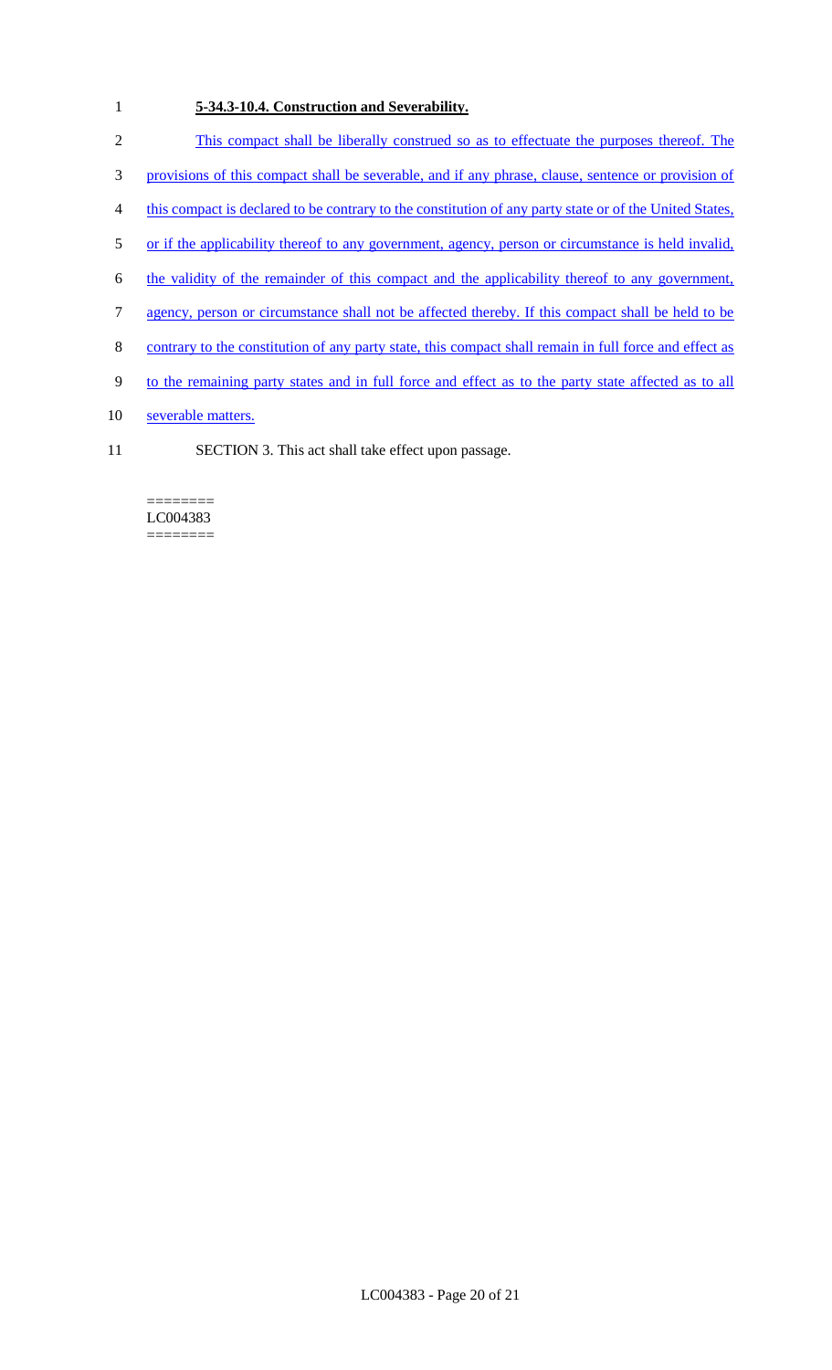**5-34.3-10.4. Construction and Severability.**

This compact shall be liberally construed so as to effectuate the purposes thereof. The provisions of this compact shall be severable, and if any phrase, clause, sentence or provision of this compact is declared to be contrary to the constitution of any party state or of the United States, or if the applicability thereof to any government, agency, person or circumstance is held invalid, the validity of the remainder of this compact and the applicability thereof to any government, agency, person or circumstance shall not be affected thereby. If this compact shall be held to be contrary to the constitution of any party state, this compact shall remain in full force and effect as to the remaining party states and in full force and effect as to the party state affected as to all severable matters.

SECTION 3. This act shall take effect upon passage.

========
LC004383
========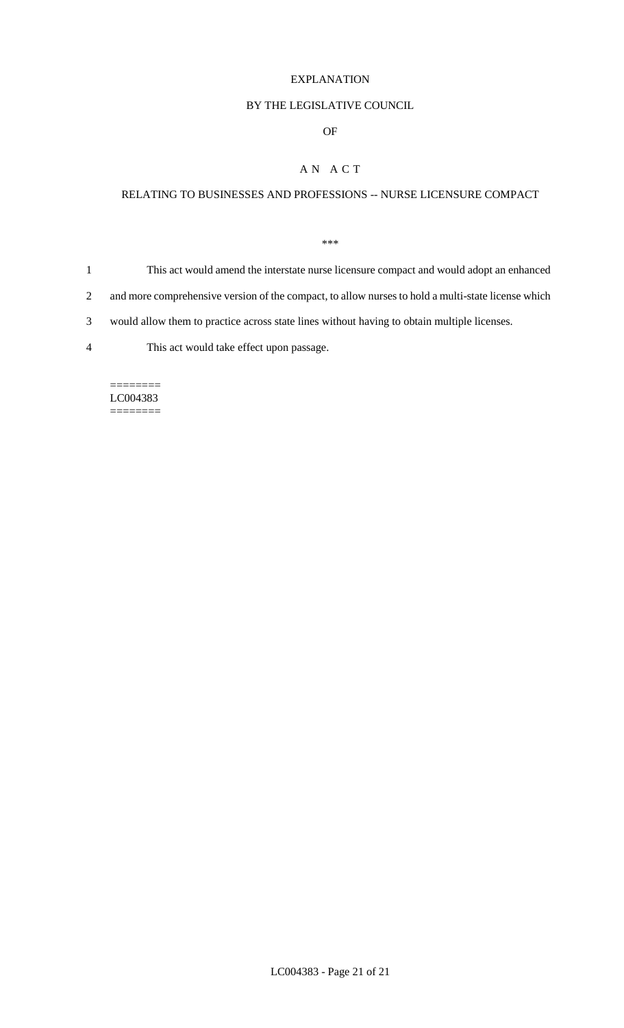EXPLANATION

BY THE LEGISLATIVE COUNCIL

OF

A N  A C T

RELATING TO BUSINESSES AND PROFESSIONS -- NURSE LICENSURE COMPACT

\*\*\*

1 This act would amend the interstate nurse licensure compact and would adopt an enhanced
2 and more comprehensive version of the compact, to allow nurses to hold a multi-state license which
3 would allow them to practice across state lines without having to obtain multiple licenses.
4 This act would take effect upon passage.

========
LC004383
========